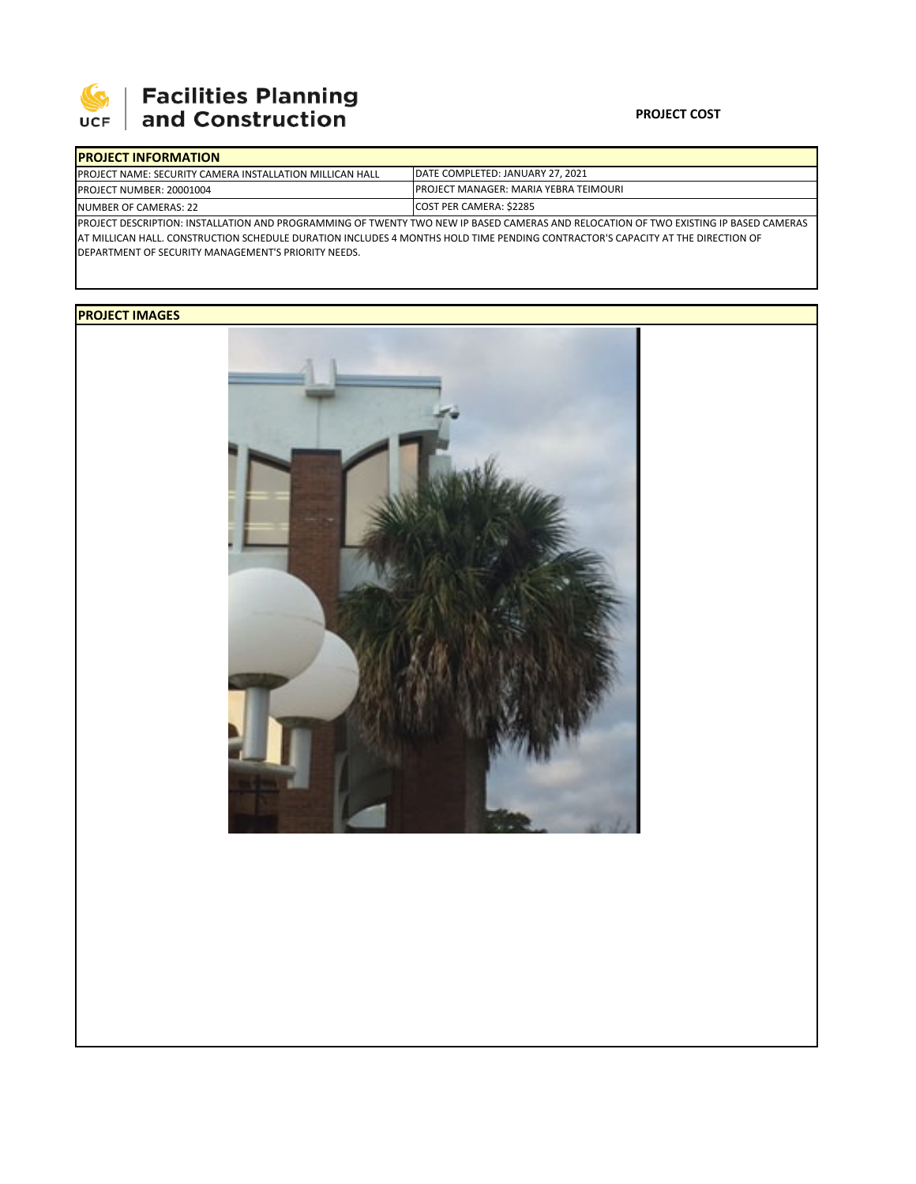**Facilities Planning and Construction**

**PROJECT COST**

## PROJECT INFORMATION

| | |
|---|---|
| PROJECT NAME: SECURITY CAMERA INSTALLATION MILLICAN HALL | DATE COMPLETED: JANUARY 27, 2021 |
| PROJECT NUMBER: 20001004 | PROJECT MANAGER: MARIA YEBRA TEIMOURI |
| NUMBER OF CAMERAS: 22 | COST PER CAMERA: $2285 |

PROJECT DESCRIPTION: INSTALLATION AND PROGRAMMING OF TWENTY TWO NEW IP BASED CAMERAS AND RELOCATION OF TWO EXISTING IP BASED CAMERAS AT MILLICAN HALL. CONSTRUCTION SCHEDULE DURATION INCLUDES 4 MONTHS HOLD TIME PENDING CONTRACTOR'S CAPACITY AT THE DIRECTION OF DEPARTMENT OF SECURITY MANAGEMENT'S PRIORITY NEEDS.

## PROJECT IMAGES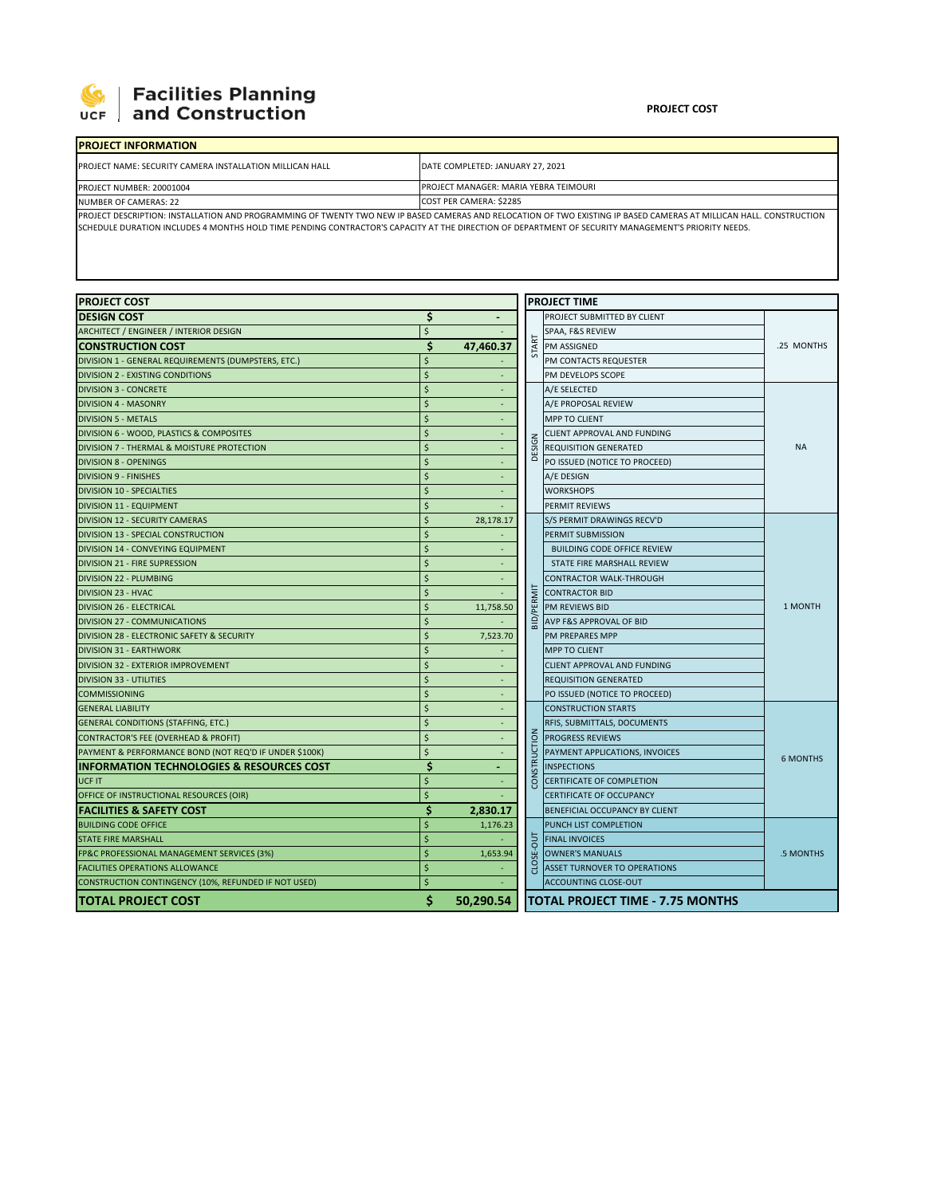**Facilities Planning and Construction**

**PROJECT COST**

| **PROJECT INFORMATION** | |
|---|---|
| PROJECT NAME: SECURITY CAMERA INSTALLATION MILLICAN HALL | DATE COMPLETED: JANUARY 27, 2021 |
| PROJECT NUMBER: 20001004 | PROJECT MANAGER: MARIA YEBRA TEIMOURI |
| NUMBER OF CAMERAS: 22 | COST PER CAMERA: $2285 |

PROJECT DESCRIPTION: INSTALLATION AND PROGRAMMING OF TWENTY TWO NEW IP BASED CAMERAS AND RELOCATION OF TWO EXISTING IP BASED CAMERAS AT MILLICAN HALL. CONSTRUCTION SCHEDULE DURATION INCLUDES 4 MONTHS HOLD TIME PENDING CONTRACTOR'S CAPACITY AT THE DIRECTION OF DEPARTMENT OF SECURITY MANAGEMENT'S PRIORITY NEEDS.

| **PROJECT COST** | | | |
|---|---|---|---|
| **DESIGN COST** | **$** | **-** | |
| ARCHITECT / ENGINEER / INTERIOR DESIGN | $ | - | |
| **CONSTRUCTION COST** | **$** | **47,460.37** | |
| DIVISION 1 - GENERAL REQUIREMENTS (DUMPSTERS, ETC.) | $ | - | |
| DIVISION 2 - EXISTING CONDITIONS | $ | - | |
| DIVISION 3 - CONCRETE | $ | - | |
| DIVISION 4 - MASONRY | $ | - | |
| DIVISION 5 - METALS | $ | - | |
| DIVISION 6 - WOOD, PLASTICS & COMPOSITES | $ | - | |
| DIVISION 7 - THERMAL & MOISTURE PROTECTION | $ | - | |
| DIVISION 8 - OPENINGS | $ | - | |
| DIVISION 9 - FINISHES | $ | - | |
| DIVISION 10 - SPECIALTIES | $ | - | |
| DIVISION 11 - EQUIPMENT | $ | - | |
| DIVISION 12 - SECURITY CAMERAS | $ | 28,178.17 | |
| DIVISION 13 - SPECIAL CONSTRUCTION | $ | - | |
| DIVISION 14 - CONVEYING EQUIPMENT | $ | - | |
| DIVISION 21 - FIRE SUPRESSION | $ | - | |
| DIVISION 22 - PLUMBING | $ | - | |
| DIVISION 23 - HVAC | $ | - | |
| DIVISION 26 - ELECTRICAL | $ | 11,758.50 | |
| DIVISION 27 - COMMUNICATIONS | $ | - | |
| DIVISION 28 - ELECTRONIC SAFETY & SECURITY | $ | 7,523.70 | |
| DIVISION 31 - EARTHWORK | $ | - | |
| DIVISION 32 - EXTERIOR IMPROVEMENT | $ | - | |
| DIVISION 33 - UTILITIES | $ | - | |
| COMMISSIONING | $ | - | |
| GENERAL LIABILITY | $ | - | |
| GENERAL CONDITIONS (STAFFING, ETC.) | $ | - | |
| CONTRACTOR'S FEE (OVERHEAD & PROFIT) | $ | - | |
| PAYMENT & PERFORMANCE BOND (NOT REQ'D IF UNDER $100K) | $ | - | |
| **INFORMATION TECHNOLOGIES & RESOURCES COST** | **$** | **-** | |
| UCF IT | $ | - | |
| OFFICE OF INSTRUCTIONAL RESOURCES (OIR) | $ | - | |
| **FACILITIES & SAFETY COST** | **$** | **2,830.17** | |
| BUILDING CODE OFFICE | $ | 1,176.23 | |
| STATE FIRE MARSHALL | $ | - | |
| FP&C PROFESSIONAL MANAGEMENT SERVICES (3%) | $ | 1,653.94 | |
| FACILITIES OPERATIONS ALLOWANCE | $ | - | |
| CONSTRUCTION CONTINGENCY (10%, REFUNDED IF NOT USED) | $ | - | |
| **TOTAL PROJECT COST** | **$** | **50,290.54** | |

| **PROJECT TIME** | | |
|---|---|---|
| START | PROJECT SUBMITTED BY CLIENT | .25 MONTHS |
| | SPAA, F&S REVIEW | |
| | PM ASSIGNED | |
| | PM CONTACTS REQUESTER | |
| | PM DEVELOPS SCOPE | |
| DESIGN | A/E SELECTED | NA |
| | A/E PROPOSAL REVIEW | |
| | MPP TO CLIENT | |
| | CLIENT APPROVAL AND FUNDING | |
| | REQUISITION GENERATED | |
| | PO ISSUED (NOTICE TO PROCEED) | |
| | A/E DESIGN | |
| | WORKSHOPS | |
| | PERMIT REVIEWS | |
| BID/PERMIT | S/S PERMIT DRAWINGS RECV'D | 1 MONTH |
| | PERMIT SUBMISSION | |
| | BUILDING CODE OFFICE REVIEW | |
| | STATE FIRE MARSHALL REVIEW | |
| | CONTRACTOR WALK-THROUGH | |
| | CONTRACTOR BID | |
| | PM REVIEWS BID | |
| | AVP F&S APPROVAL OF BID | |
| | PM PREPARES MPP | |
| | MPP TO CLIENT | |
| | CLIENT APPROVAL AND FUNDING | |
| | REQUISITION GENERATED | |
| | PO ISSUED (NOTICE TO PROCEED) | |
| CONSTRUCTION | CONSTRUCTION STARTS | 6 MONTHS |
| | RFIS, SUBMITTALS, DOCUMENTS | |
| | PROGRESS REVIEWS | |
| | PAYMENT APPLICATIONS, INVOICES | |
| | INSPECTIONS | |
| | CERTIFICATE OF COMPLETION | |
| | CERTIFICATE OF OCCUPANCY | |
| | BENEFICIAL OCCUPANCY BY CLIENT | |
| CLOSE-OUT | PUNCH LIST COMPLETION | .5 MONTHS |
| | FINAL INVOICES | |
| | OWNER'S MANUALS | |
| | ASSET TURNOVER TO OPERATIONS | |
| | ACCOUNTING CLOSE-OUT | |
| **TOTAL PROJECT TIME - 7.75 MONTHS** | | |